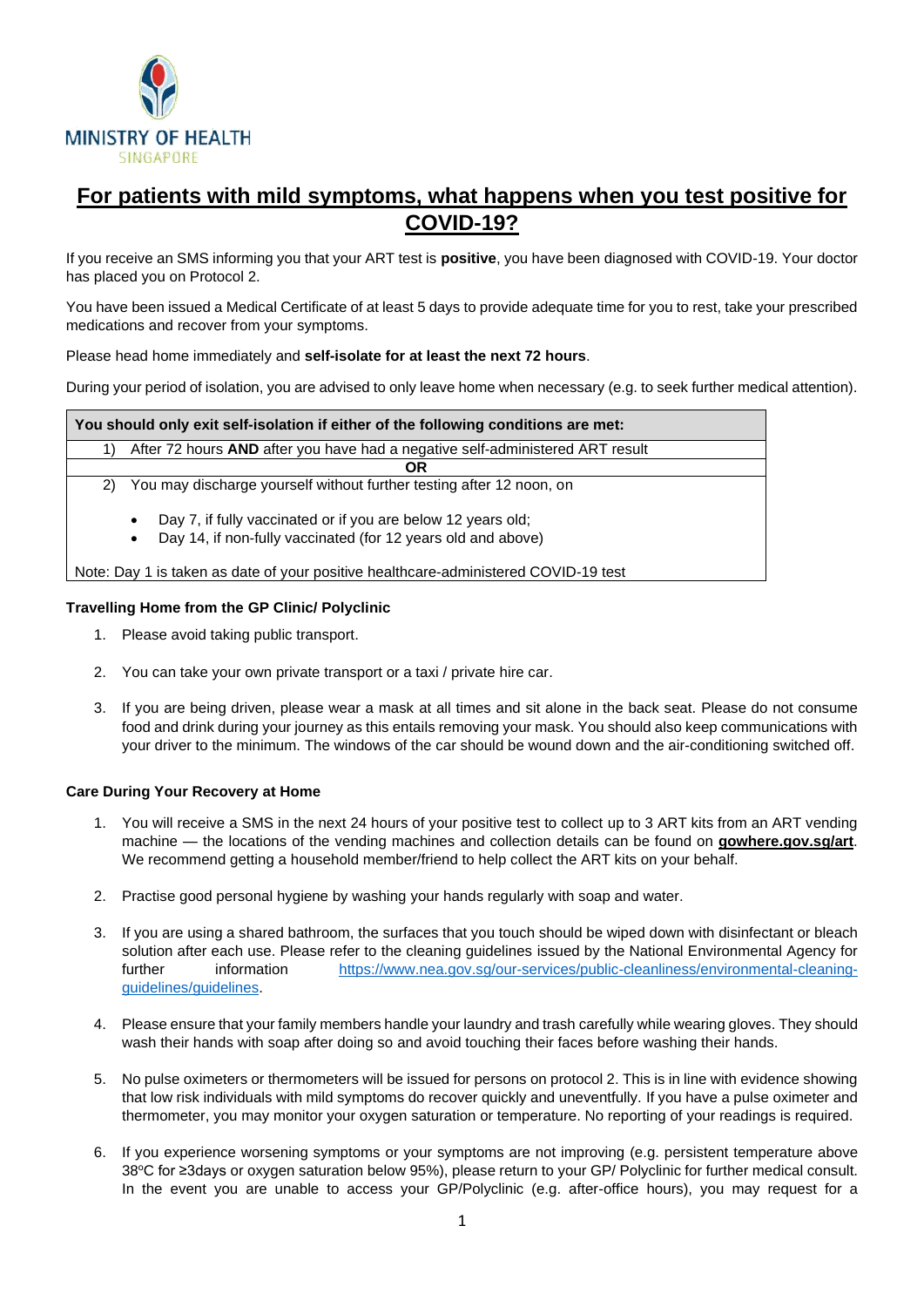MINISTRY OF HEALTH
SINGAPORE

# For patients with mild symptoms, what happens when you test positive for COVID-19?

If you receive an SMS informing you that your ART test is **positive**, you have been diagnosed with COVID-19. Your doctor has placed you on Protocol 2.

You have been issued a Medical Certificate of at least 5 days to provide adequate time for you to rest, take your prescribed medications and recover from your symptoms.

Please head home immediately and **self-isolate for at least the next 72 hours**.

During your period of isolation, you are advised to only leave home when necessary (e.g. to seek further medical attention).

| **You should only exit self-isolation if either of the following conditions are met:** |
|---|
| 1) After 72 hours **AND** after you have had a negative self-administered ART result |
| **OR** |
| 2) You may discharge yourself without further testing after 12 noon, on<br>• Day 7, if fully vaccinated or if you are below 12 years old;<br>• Day 14, if non-fully vaccinated (for 12 years old and above) |
| Note: Day 1 is taken as date of your positive healthcare-administered COVID-19 test |

### Travelling Home from the GP Clinic/ Polyclinic

1. Please avoid taking public transport.

2. You can take your own private transport or a taxi / private hire car.

3. If you are being driven, please wear a mask at all times and sit alone in the back seat. Please do not consume food and drink during your journey as this entails removing your mask. You should also keep communications with your driver to the minimum. The windows of the car should be wound down and the air-conditioning switched off.

### Care During Your Recovery at Home

1. You will receive a SMS in the next 24 hours of your positive test to collect up to 3 ART kits from an ART vending machine — the locations of the vending machines and collection details can be found on **gowhere.gov.sg/art**. We recommend getting a household member/friend to help collect the ART kits on your behalf.

2. Practise good personal hygiene by washing your hands regularly with soap and water.

3. If you are using a shared bathroom, the surfaces that you touch should be wiped down with disinfectant or bleach solution after each use. Please refer to the cleaning guidelines issued by the National Environmental Agency for further information https://www.nea.gov.sg/our-services/public-cleanliness/environmental-cleaning-guidelines/guidelines.

4. Please ensure that your family members handle your laundry and trash carefully while wearing gloves. They should wash their hands with soap after doing so and avoid touching their faces before washing their hands.

5. No pulse oximeters or thermometers will be issued for persons on protocol 2. This is in line with evidence showing that low risk individuals with mild symptoms do recover quickly and uneventfully. If you have a pulse oximeter and thermometer, you may monitor your oxygen saturation or temperature. No reporting of your readings is required.

6. If you experience worsening symptoms or your symptoms are not improving (e.g. persistent temperature above 38ºC for ≥3days or oxygen saturation below 95%), please return to your GP/ Polyclinic for further medical consult. In the event you are unable to access your GP/Polyclinic (e.g. after-office hours), you may request for a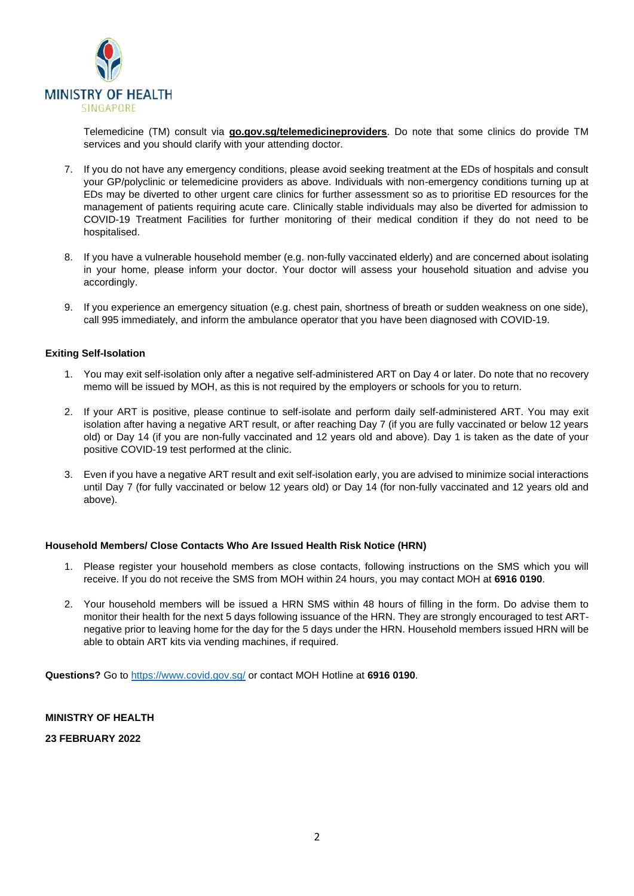MINISTRY OF HEALTH
SINGAPORE

Telemedicine (TM) consult via **go.gov.sg/telemedicineproviders**. Do note that some clinics do provide TM services and you should clarify with your attending doctor.

7. If you do not have any emergency conditions, please avoid seeking treatment at the EDs of hospitals and consult your GP/polyclinic or telemedicine providers as above. Individuals with non-emergency conditions turning up at EDs may be diverted to other urgent care clinics for further assessment so as to prioritise ED resources for the management of patients requiring acute care. Clinically stable individuals may also be diverted for admission to COVID-19 Treatment Facilities for further monitoring of their medical condition if they do not need to be hospitalised.

8. If you have a vulnerable household member (e.g. non-fully vaccinated elderly) and are concerned about isolating in your home, please inform your doctor. Your doctor will assess your household situation and advise you accordingly.

9. If you experience an emergency situation (e.g. chest pain, shortness of breath or sudden weakness on one side), call 995 immediately, and inform the ambulance operator that you have been diagnosed with COVID-19.

**Exiting Self-Isolation**

1. You may exit self-isolation only after a negative self-administered ART on Day 4 or later. Do note that no recovery memo will be issued by MOH, as this is not required by the employers or schools for you to return.

2. If your ART is positive, please continue to self-isolate and perform daily self-administered ART. You may exit isolation after having a negative ART result, or after reaching Day 7 (if you are fully vaccinated or below 12 years old) or Day 14 (if you are non-fully vaccinated and 12 years old and above). Day 1 is taken as the date of your positive COVID-19 test performed at the clinic.

3. Even if you have a negative ART result and exit self-isolation early, you are advised to minimize social interactions until Day 7 (for fully vaccinated or below 12 years old) or Day 14 (for non-fully vaccinated and 12 years old and above).

**Household Members/ Close Contacts Who Are Issued Health Risk Notice (HRN)**

1. Please register your household members as close contacts, following instructions on the SMS which you will receive. If you do not receive the SMS from MOH within 24 hours, you may contact MOH at **6916 0190**.

2. Your household members will be issued a HRN SMS within 48 hours of filling in the form. Do advise them to monitor their health for the next 5 days following issuance of the HRN. They are strongly encouraged to test ART-negative prior to leaving home for the day for the 5 days under the HRN. Household members issued HRN will be able to obtain ART kits via vending machines, if required.

**Questions?** Go to https://www.covid.gov.sg/ or contact MOH Hotline at **6916 0190**.

**MINISTRY OF HEALTH**

**23 FEBRUARY 2022**